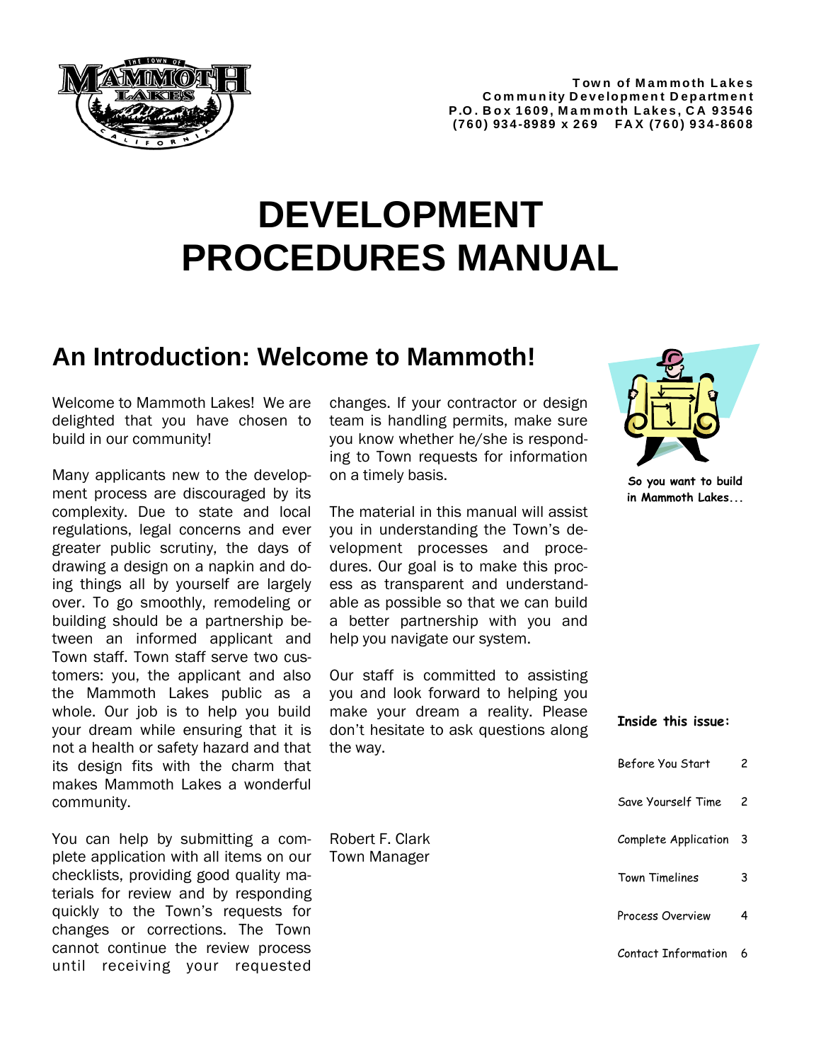Town of Mammoth Lakes
Community Development Department
P.O. Box 1609, Mammoth Lakes, CA 93546
(760) 934-8989 x 269    FAX (760) 934-8608

# DEVELOPMENT PROCEDURES MANUAL

## An Introduction: Welcome to Mammoth!

Welcome to Mammoth Lakes! We are delighted that you have chosen to build in our community!

Many applicants new to the development process are discouraged by its complexity. Due to state and local regulations, legal concerns and ever greater public scrutiny, the days of drawing a design on a napkin and doing things all by yourself are largely over. To go smoothly, remodeling or building should be a partnership between an informed applicant and Town staff. Town staff serve two customers: you, the applicant and also the Mammoth Lakes public as a whole. Our job is to help you build your dream while ensuring that it is not a health or safety hazard and that its design fits with the charm that makes Mammoth Lakes a wonderful community.

You can help by submitting a complete application with all items on our checklists, providing good quality materials for review and by responding quickly to the Town's requests for changes or corrections. The Town cannot continue the review process until receiving your requested changes. If your contractor or design team is handling permits, make sure you know whether he/she is responding to Town requests for information on a timely basis.

The material in this manual will assist you in understanding the Town's development processes and procedures. Our goal is to make this process as transparent and understandable as possible so that we can build a better partnership with you and help you navigate our system.

Our staff is committed to assisting you and look forward to helping you make your dream a reality. Please don't hesitate to ask questions along the way.

Robert F. Clark
Town Manager

**So you want to build in Mammoth Lakes...**

**Inside this issue:**

| | |
|---|---|
| Before You Start | 2 |
| Save Yourself Time | 2 |
| Complete Application | 3 |
| Town Timelines | 3 |
| Process Overview | 4 |
| Contact Information | 6 |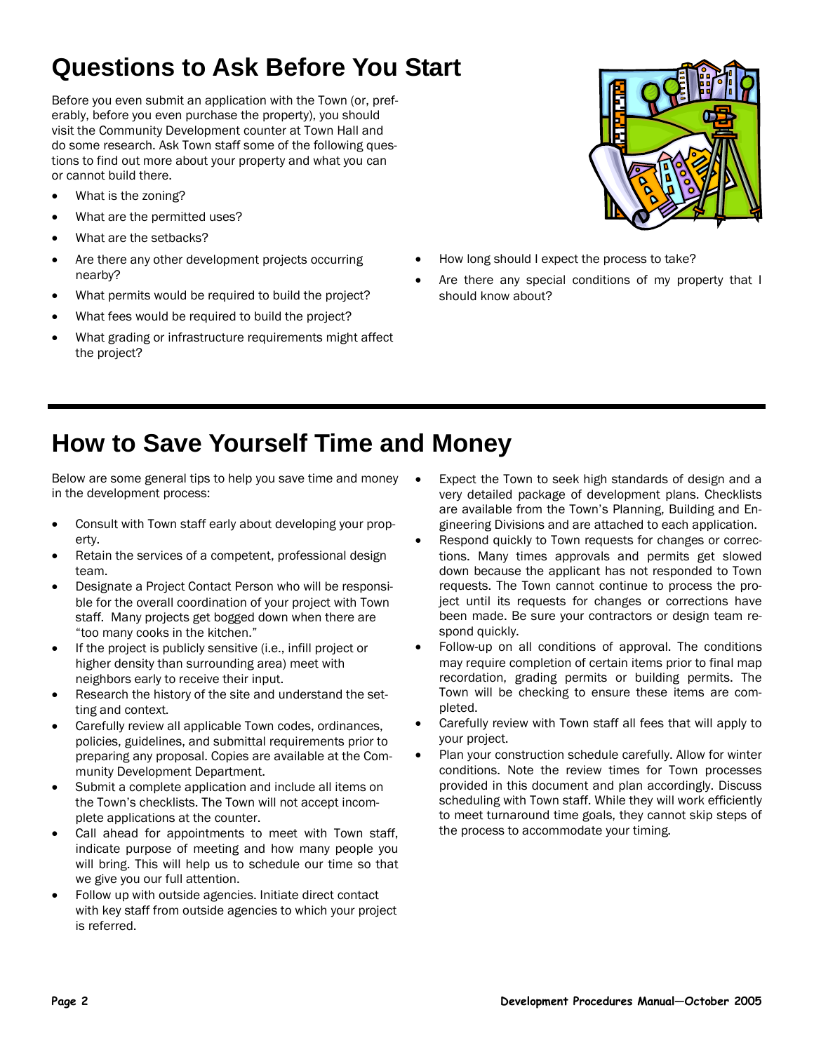# Questions to Ask Before You Start

Before you even submit an application with the Town (or, preferably, before you even purchase the property), you should visit the Community Development counter at Town Hall and do some research. Ask Town staff some of the following questions to find out more about your property and what you can or cannot build there.

- What is the zoning?
- What are the permitted uses?
- What are the setbacks?
- Are there any other development projects occurring nearby?
- What permits would be required to build the project?
- What fees would be required to build the project?
- What grading or infrastructure requirements might affect the project?
- How long should I expect the process to take?
- Are there any special conditions of my property that I should know about?

# How to Save Yourself Time and Money

Below are some general tips to help you save time and money in the development process:

- Consult with Town staff early about developing your property.
- Retain the services of a competent, professional design team.
- Designate a Project Contact Person who will be responsible for the overall coordination of your project with Town staff. Many projects get bogged down when there are "too many cooks in the kitchen."
- If the project is publicly sensitive (i.e., infill project or higher density than surrounding area) meet with neighbors early to receive their input.
- Research the history of the site and understand the setting and context.
- Carefully review all applicable Town codes, ordinances, policies, guidelines, and submittal requirements prior to preparing any proposal. Copies are available at the Community Development Department.
- Submit a complete application and include all items on the Town's checklists. The Town will not accept incomplete applications at the counter.
- Call ahead for appointments to meet with Town staff, indicate purpose of meeting and how many people you will bring. This will help us to schedule our time so that we give you our full attention.
- Follow up with outside agencies. Initiate direct contact with key staff from outside agencies to which your project is referred.
- Expect the Town to seek high standards of design and a very detailed package of development plans. Checklists are available from the Town's Planning, Building and Engineering Divisions and are attached to each application.
- Respond quickly to Town requests for changes or corrections. Many times approvals and permits get slowed down because the applicant has not responded to Town requests. The Town cannot continue to process the project until its requests for changes or corrections have been made. Be sure your contractors or design team respond quickly.
- Follow-up on all conditions of approval. The conditions may require completion of certain items prior to final map recordation, grading permits or building permits. The Town will be checking to ensure these items are completed.
- Carefully review with Town staff all fees that will apply to your project.
- Plan your construction schedule carefully. Allow for winter conditions. Note the review times for Town processes provided in this document and plan accordingly. Discuss scheduling with Town staff. While they will work efficiently to meet turnaround time goals, they cannot skip steps of the process to accommodate your timing.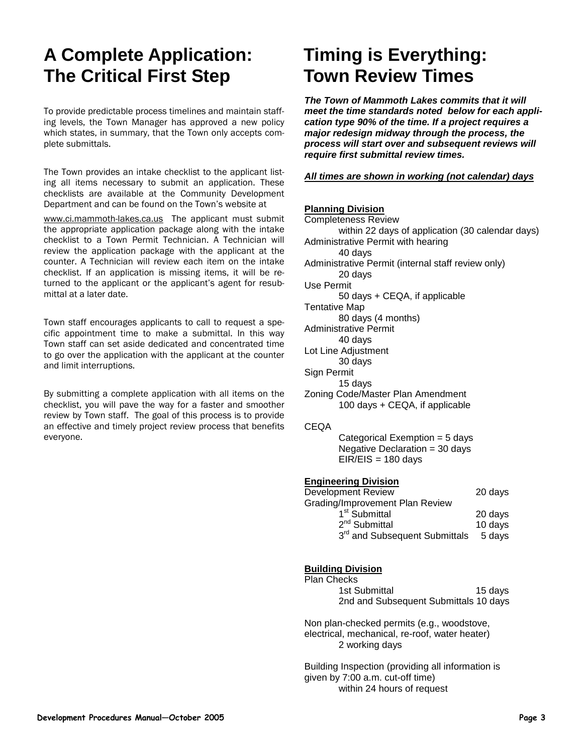# A Complete Application: The Critical First Step

To provide predictable process timelines and maintain staffing levels, the Town Manager has approved a new policy which states, in summary, that the Town only accepts complete submittals.

The Town provides an intake checklist to the applicant listing all items necessary to submit an application. These checklists are available at the Community Development Department and can be found on the Town's website at

www.ci.mammoth-lakes.ca.us The applicant must submit the appropriate application package along with the intake checklist to a Town Permit Technician. A Technician will review the application package with the applicant at the counter. A Technician will review each item on the intake checklist. If an application is missing items, it will be returned to the applicant or the applicant's agent for resubmittal at a later date.

Town staff encourages applicants to call to request a specific appointment time to make a submittal. In this way Town staff can set aside dedicated and concentrated time to go over the application with the applicant at the counter and limit interruptions.

By submitting a complete application with all items on the checklist, you will pave the way for a faster and smoother review by Town staff. The goal of this process is to provide an effective and timely project review process that benefits everyone.

# Timing is Everything: Town Review Times

***The Town of Mammoth Lakes commits that it will meet the time standards noted below for each application type 90% of the time. If a project requires a major redesign midway through the process, the process will start over and subsequent reviews will require first submittal review times.***

***All times are shown in working (not calendar) days***

**Planning Division**

Completeness Review
within 22 days of application (30 calendar days)

Administrative Permit with hearing
40 days

Administrative Permit (internal staff review only)
20 days

Use Permit
50 days + CEQA, if applicable

Tentative Map
80 days (4 months)

Administrative Permit
40 days

Lot Line Adjustment
30 days

Sign Permit
15 days

Zoning Code/Master Plan Amendment
100 days + CEQA, if applicable

CEQA
Categorical Exemption = 5 days
Negative Declaration = 30 days
EIR/EIS = 180 days

**Engineering Division**

| | |
|---|---|
| Development Review | 20 days |
| Grading/Improvement Plan Review | |
| 1st Submittal | 20 days |
| 2nd Submittal | 10 days |
| 3rd and Subsequent Submittals | 5 days |

**Building Division**

Plan Checks

| | |
|---|---|
| 1st Submittal | 15 days |
| 2nd and Subsequent Submittals | 10 days |

Non plan-checked permits (e.g., woodstove, electrical, mechanical, re-roof, water heater)
2 working days

Building Inspection (providing all information is given by 7:00 a.m. cut-off time)
within 24 hours of request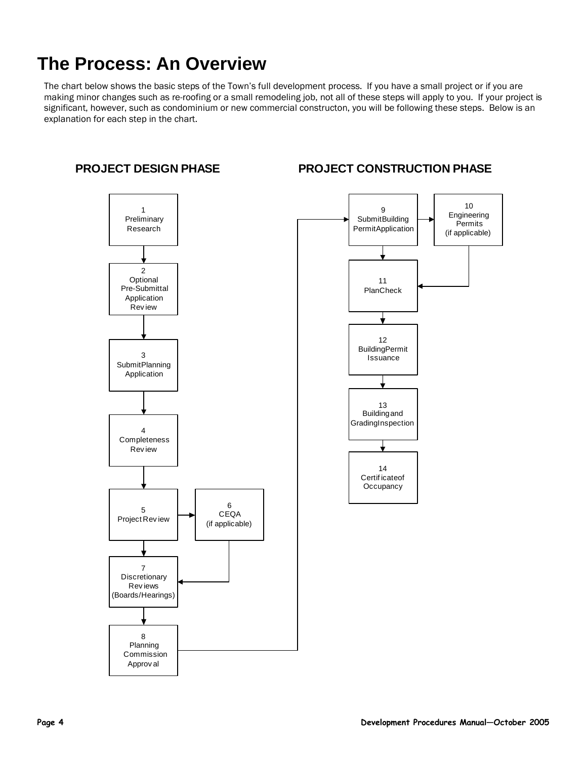# The Process: An Overview

The chart below shows the basic steps of the Town's full development process. If you have a small project or if you are making minor changes such as re-roofing or a small remodeling job, not all of these steps will apply to you. If your project is significant, however, such as condominium or new commercial constructon, you will be following these steps. Below is an explanation for each step in the chart.

### PROJECT DESIGN PHASE

1. Preliminary Research
2. Optional Pre-Submittal Application Review
3. Submit Planning Application
4. Completeness Review
5. Project Review
6. CEQA (if applicable)
7. Discretionary Reviews (Boards/Hearings)
8. Planning Commission Approval

### PROJECT CONSTRUCTION PHASE

9. Submit Building Permit Application
10. Engineering Permits (if applicable)
11. Plan Check
12. Building Permit Issuance
13. Building and Grading Inspection
14. Certificate of Occupancy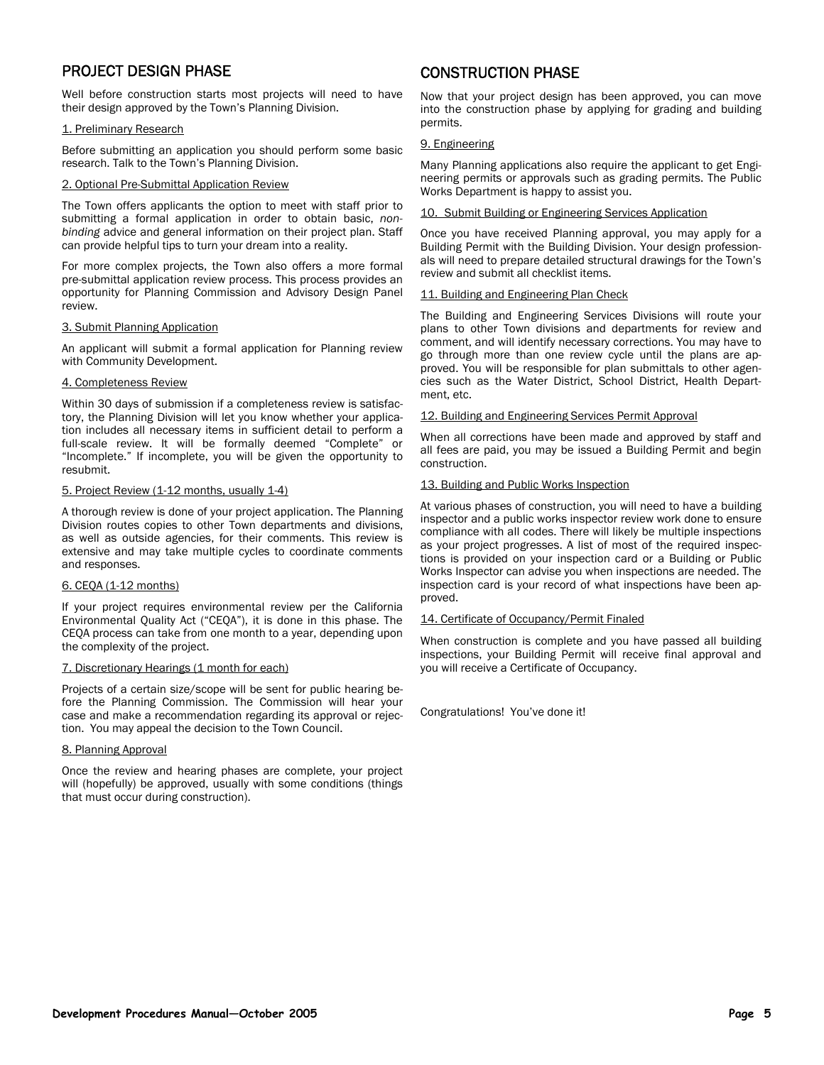## PROJECT DESIGN PHASE

Well before construction starts most projects will need to have their design approved by the Town's Planning Division.

1. Preliminary Research

Before submitting an application you should perform some basic research. Talk to the Town's Planning Division.

2. Optional Pre-Submittal Application Review

The Town offers applicants the option to meet with staff prior to submitting a formal application in order to obtain basic, *non-binding* advice and general information on their project plan. Staff can provide helpful tips to turn your dream into a reality.

For more complex projects, the Town also offers a more formal pre-submittal application review process. This process provides an opportunity for Planning Commission and Advisory Design Panel review.

3. Submit Planning Application

An applicant will submit a formal application for Planning review with Community Development.

4. Completeness Review

Within 30 days of submission if a completeness review is satisfactory, the Planning Division will let you know whether your application includes all necessary items in sufficient detail to perform a full-scale review. It will be formally deemed "Complete" or "Incomplete." If incomplete, you will be given the opportunity to resubmit.

5. Project Review (1-12 months, usually 1-4)

A thorough review is done of your project application. The Planning Division routes copies to other Town departments and divisions, as well as outside agencies, for their comments. This review is extensive and may take multiple cycles to coordinate comments and responses.

6. CEQA (1-12 months)

If your project requires environmental review per the California Environmental Quality Act ("CEQA"), it is done in this phase. The CEQA process can take from one month to a year, depending upon the complexity of the project.

7. Discretionary Hearings (1 month for each)

Projects of a certain size/scope will be sent for public hearing before the Planning Commission. The Commission will hear your case and make a recommendation regarding its approval or rejection. You may appeal the decision to the Town Council.

8. Planning Approval

Once the review and hearing phases are complete, your project will (hopefully) be approved, usually with some conditions (things that must occur during construction).

## CONSTRUCTION PHASE

Now that your project design has been approved, you can move into the construction phase by applying for grading and building permits.

9. Engineering

Many Planning applications also require the applicant to get Engineering permits or approvals such as grading permits. The Public Works Department is happy to assist you.

10. Submit Building or Engineering Services Application

Once you have received Planning approval, you may apply for a Building Permit with the Building Division. Your design professionals will need to prepare detailed structural drawings for the Town's review and submit all checklist items.

11. Building and Engineering Plan Check

The Building and Engineering Services Divisions will route your plans to other Town divisions and departments for review and comment, and will identify necessary corrections. You may have to go through more than one review cycle until the plans are approved. You will be responsible for plan submittals to other agencies such as the Water District, School District, Health Department, etc.

12. Building and Engineering Services Permit Approval

When all corrections have been made and approved by staff and all fees are paid, you may be issued a Building Permit and begin construction.

13. Building and Public Works Inspection

At various phases of construction, you will need to have a building inspector and a public works inspector review work done to ensure compliance with all codes. There will likely be multiple inspections as your project progresses. A list of most of the required inspections is provided on your inspection card or a Building or Public Works Inspector can advise you when inspections are needed. The inspection card is your record of what inspections have been approved.

14. Certificate of Occupancy/Permit Finaled

When construction is complete and you have passed all building inspections, your Building Permit will receive final approval and you will receive a Certificate of Occupancy.

Congratulations! You've done it!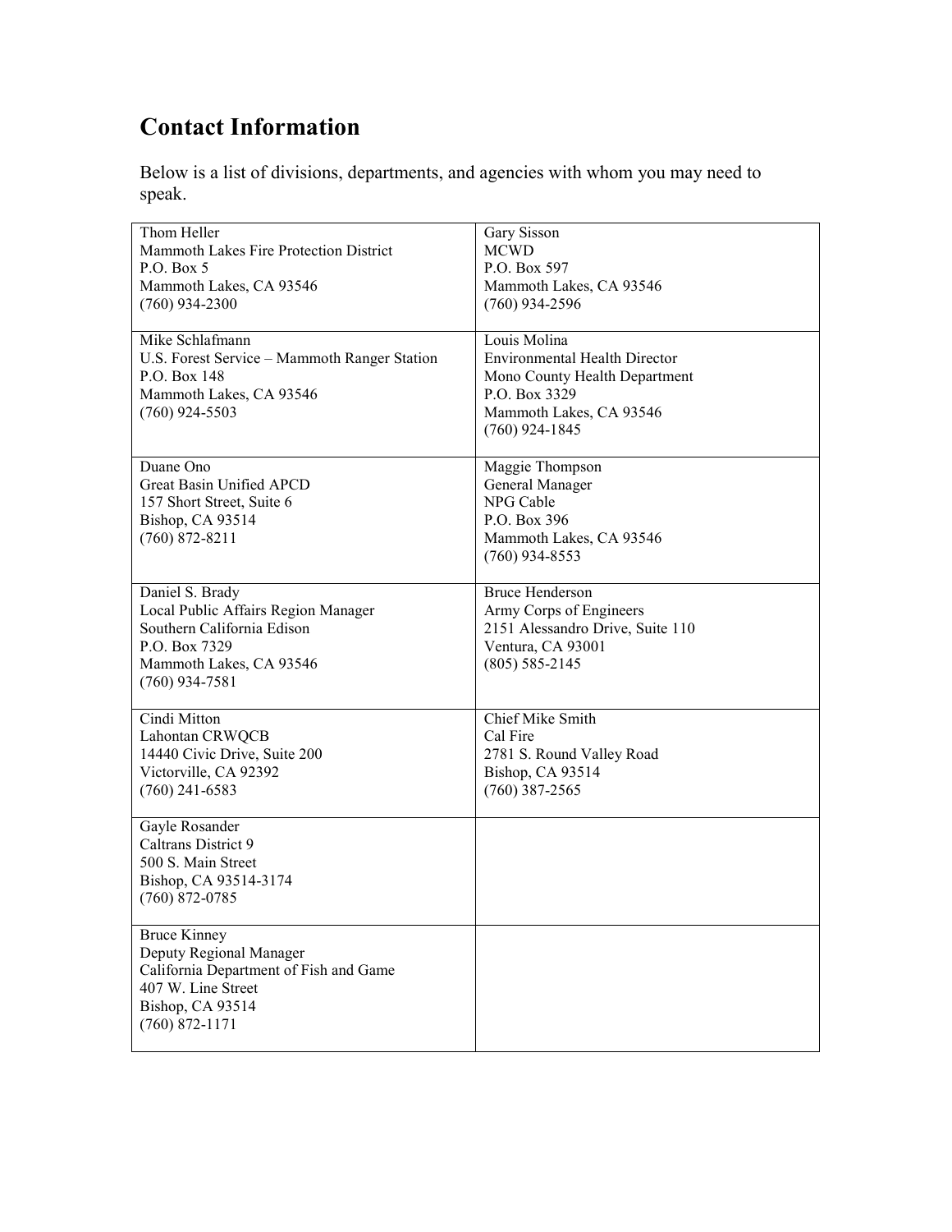# Contact Information

Below is a list of divisions, departments, and agencies with whom you may need to speak.

| | |
|---|---|
| Thom Heller<br>Mammoth Lakes Fire Protection District<br>P.O. Box 5<br>Mammoth Lakes, CA 93546<br>(760) 934-2300 | Gary Sisson<br>MCWD<br>P.O. Box 597<br>Mammoth Lakes, CA 93546<br>(760) 934-2596 |
| Mike Schlafmann<br>U.S. Forest Service – Mammoth Ranger Station<br>P.O. Box 148<br>Mammoth Lakes, CA 93546<br>(760) 924-5503 | Louis Molina<br>Environmental Health Director<br>Mono County Health Department<br>P.O. Box 3329<br>Mammoth Lakes, CA 93546<br>(760) 924-1845 |
| Duane Ono<br>Great Basin Unified APCD<br>157 Short Street, Suite 6<br>Bishop, CA 93514<br>(760) 872-8211 | Maggie Thompson<br>General Manager<br>NPG Cable<br>P.O. Box 396<br>Mammoth Lakes, CA 93546<br>(760) 934-8553 |
| Daniel S. Brady<br>Local Public Affairs Region Manager<br>Southern California Edison<br>P.O. Box 7329<br>Mammoth Lakes, CA 93546<br>(760) 934-7581 | Bruce Henderson<br>Army Corps of Engineers<br>2151 Alessandro Drive, Suite 110<br>Ventura, CA 93001<br>(805) 585-2145 |
| Cindi Mitton<br>Lahontan CRWQCB<br>14440 Civic Drive, Suite 200<br>Victorville, CA 92392<br>(760) 241-6583 | Chief Mike Smith<br>Cal Fire<br>2781 S. Round Valley Road<br>Bishop, CA 93514<br>(760) 387-2565 |
| Gayle Rosander<br>Caltrans District 9<br>500 S. Main Street<br>Bishop, CA 93514-3174<br>(760) 872-0785 | |
| Bruce Kinney<br>Deputy Regional Manager<br>California Department of Fish and Game<br>407 W. Line Street<br>Bishop, CA 93514<br>(760) 872-1171 | |